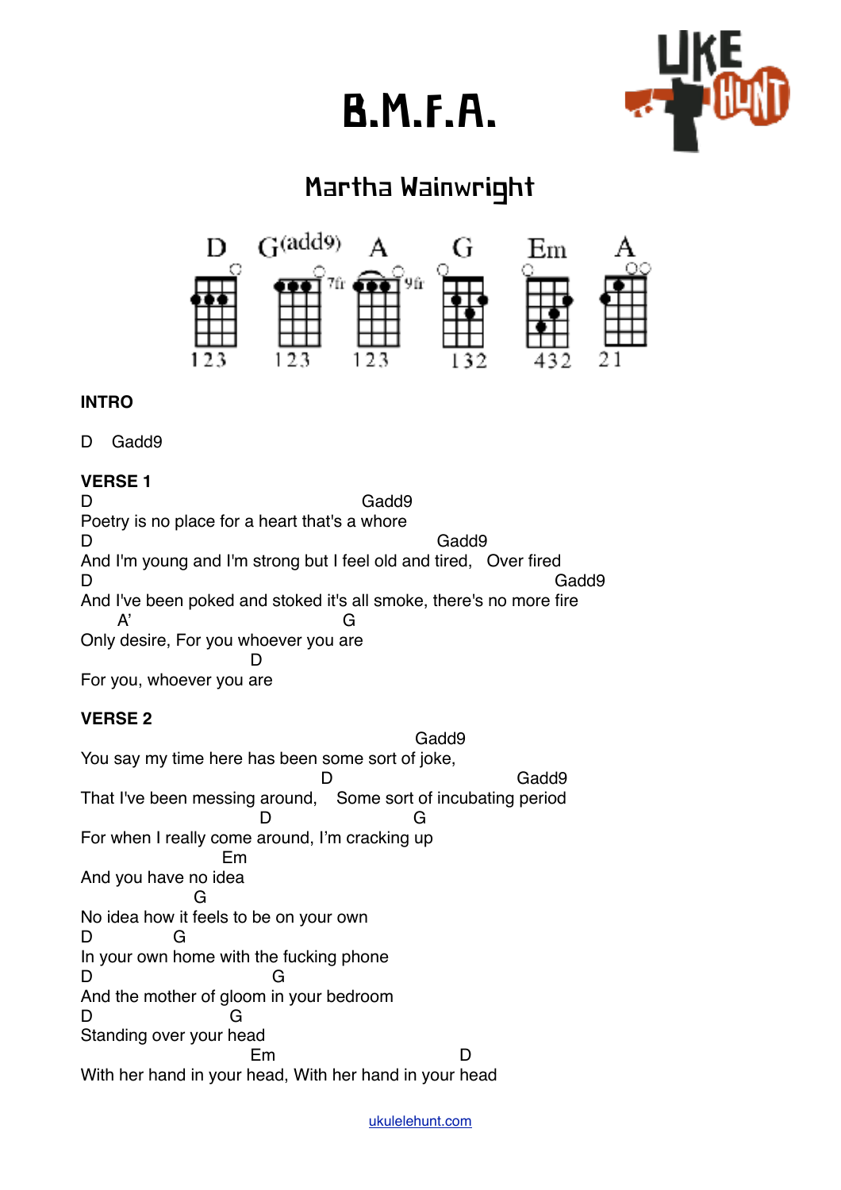# B.M.F.A.

## Martha Wainwright

D G(add9) A G Em A

123 123 123 132 432 21

**INTRO**

D Gadd9

**VERSE 1**

```
D                                                 Gadd9
Poetry is no place for a heart that's a whore
D                                                              Gadd9
And I'm young and I'm strong but I feel old and tired,   Over fired
D                                                                                    Gadd9
And I've been poked and stoked it's all smoke, there's no more fire
       A'                                  G
Only desire, For you whoever you are
                              D
For you, whoever you are
```

**VERSE 2**

```
                                                          Gadd9
You say my time here has been some sort of joke,
                                          D                              Gadd9
That I've been messing around,   Some sort of incubating period
                               D                         G
For when I really come around, I'm cracking up
                         Em
And you have no idea
                    G
No idea how it feels to be on your own
D              G
In your own home with the fucking phone
D                           G
And the mother of gloom in your bedroom
D                         G
Standing over your head
                              Em                                D
With her hand in your head, With her hand in your head
```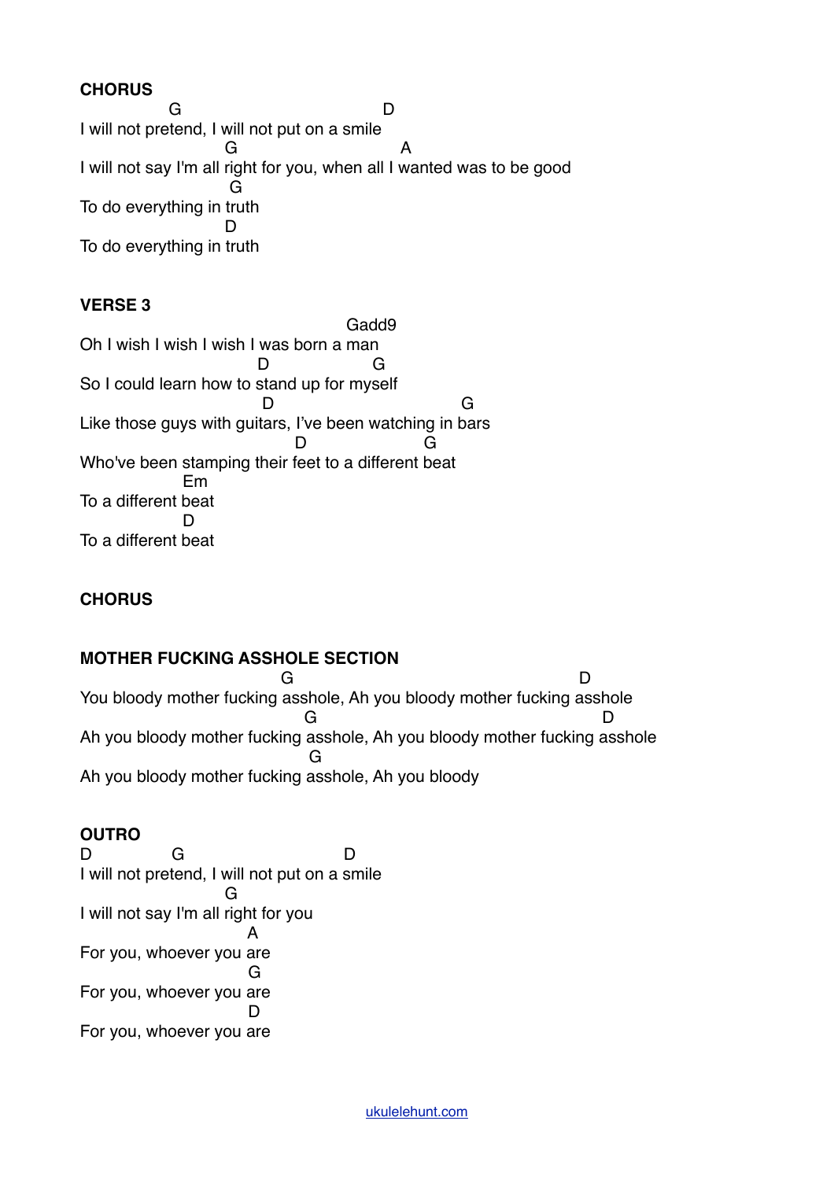**CHORUS**

```
               G                                      D
I will not pretend, I will not put on a smile
                        G                          A
I will not say I'm all right for you, when all I wanted was to be good
                         G
To do everything in truth
                        D
To do everything in truth
```

**VERSE 3**

```
                                               Gadd9
Oh I wish I wish I wish I was born a man
                              D               G
So I could learn how to stand up for myself
                               D                            G
Like those guys with guitars, I've been watching in bars
                                    D                  G
Who've been stamping their feet to a different beat
                Em
To a different beat
                D
To a different beat
```

**CHORUS**

**MOTHER FUCKING ASSHOLE SECTION**

```
                                G                                              D
You bloody mother fucking asshole, Ah you bloody mother fucking asshole
                                    G                                              D
Ah you bloody mother fucking asshole, Ah you bloody mother fucking asshole
                                     G
Ah you bloody mother fucking asshole, Ah you bloody
```

**OUTRO**

```
D              G                            D
I will not pretend, I will not put on a smile
                        G
I will not say I'm all right for you
                           A
For you, whoever you are
                           G
For you, whoever you are
                           D
For you, whoever you are
```

ukulelehunt.com